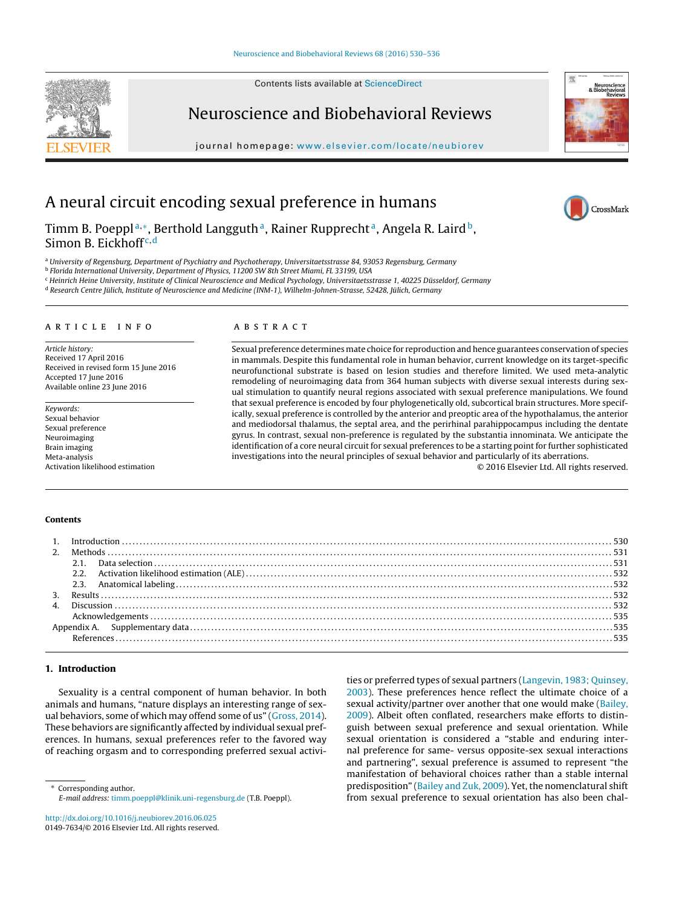Contents lists available at ScienceDirect

# Neuroscience and Biobehavioral Reviews

journal homepage: www.elsevier.com/locate/neubiorev

# A neural circuit encoding sexual preference in humans

Timm B. Poeppl[a,*], Berthold Langguth[a], Rainer Rupprecht[a], Angela R. Laird[b], Simon B. Eickhoff[c,d]

[a] University of Regensburg, Department of Psychiatry and Psychotherapy, Universitaetsstrasse 84, 93053 Regensburg, Germany
[b] Florida International University, Department of Physics, 11200 SW 8th Street Miami, FL 33199, USA
[c] Heinrich Heine University, Institute of Clinical Neuroscience and Medical Psychology, Universitaetsstrasse 1, 40225 Düsseldorf, Germany
[d] Research Centre Jülich, Institute of Neuroscience and Medicine (INM-1), Wilhelm-Johnen-Strasse, 52428, Jülich, Germany

**ARTICLE INFO**

*Article history:*
Received 17 April 2016
Received in revised form 15 June 2016
Accepted 17 June 2016
Available online 23 June 2016

*Keywords:*
Sexual behavior
Sexual preference
Neuroimaging
Brain imaging
Meta-analysis
Activation likelihood estimation

**ABSTRACT**

Sexual preference determines mate choice for reproduction and hence guarantees conservation of species in mammals. Despite this fundamental role in human behavior, current knowledge on its target-specific neurofunctional substrate is based on lesion studies and therefore limited. We used meta-analytic remodeling of neuroimaging data from 364 human subjects with diverse sexual interests during sexual stimulation to quantify neural regions associated with sexual preference manipulations. We found that sexual preference is encoded by four phylogenetically old, subcortical brain structures. More specifically, sexual preference is controlled by the anterior and preoptic area of the hypothalamus, the anterior and mediodorsal thalamus, the septal area, and the perirhinal parahippocampus including the dentate gyrus. In contrast, sexual non-preference is regulated by the substantia innominata. We anticipate the identification of a core neural circuit for sexual preferences to be a starting point for further sophisticated investigations into the neural principles of sexual behavior and particularly of its aberrations.

© 2016 Elsevier Ltd. All rights reserved.

**Contents**

1. Introduction ..... 530
2. Methods ..... 531
   2.1. Data selection ..... 531
   2.2. Activation likelihood estimation (ALE) ..... 532
   2.3. Anatomical labeling ..... 532
3. Results ..... 532
4. Discussion ..... 532
   Acknowledgements ..... 535
Appendix A. Supplementary data ..... 535
   References ..... 535

## 1. Introduction

Sexuality is a central component of human behavior. In both animals and humans, "nature displays an interesting range of sexual behaviors, some of which may offend some of us" (Gross, 2014). These behaviors are significantly affected by individual sexual preferences. In humans, sexual preferences refer to the favored way of reaching orgasm and to corresponding preferred sexual activities or preferred types of sexual partners (Langevin, 1983; Quinsey, 2003). These preferences hence reflect the ultimate choice of a sexual activity/partner over another that one would make (Bailey, 2009). Albeit often conflated, researchers make efforts to distinguish between sexual preference and sexual orientation. While sexual orientation is considered a "stable and enduring internal preference for same- versus opposite-sex sexual interactions and partnering", sexual preference is assumed to represent "the manifestation of behavioral choices rather than a stable internal predisposition" (Bailey and Zuk, 2009). Yet, the nomenclatural shift from sexual preference to sexual orientation has also been chal-

\* Corresponding author.
*E-mail address:* timm.poeppl@klinik.uni-regensburg.de (T.B. Poeppl).

http://dx.doi.org/10.1016/j.neubiorev.2016.06.025
0149-7634/© 2016 Elsevier Ltd. All rights reserved.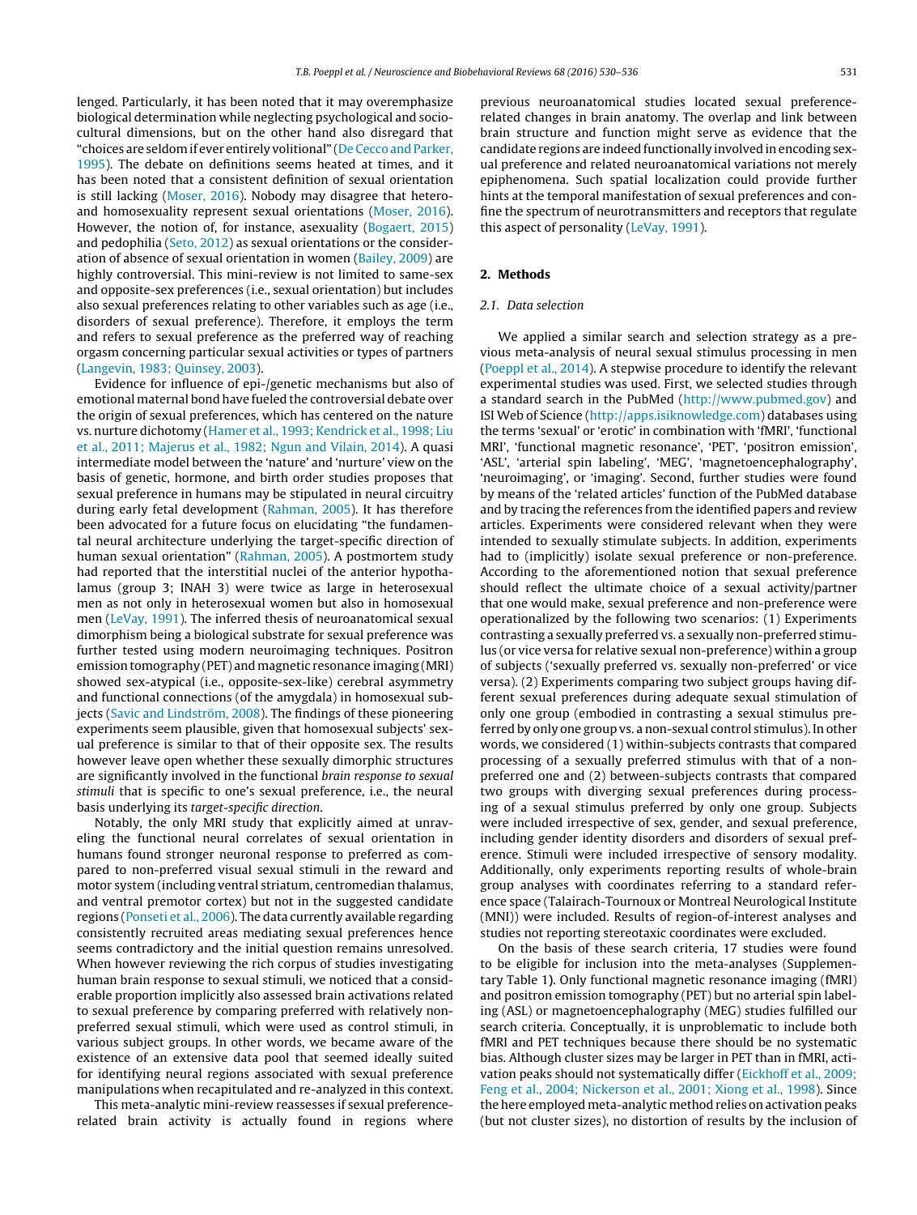lenged. Particularly, it has been noted that it may overemphasize biological determination while neglecting psychological and sociocultural dimensions, but on the other hand also disregard that "choices are seldom if ever entirely volitional" (De Cecco and Parker, 1995). The debate on definitions seems heated at times, and it has been noted that a consistent definition of sexual orientation is still lacking (Moser, 2016). Nobody may disagree that hetero- and homosexuality represent sexual orientations (Moser, 2016). However, the notion of, for instance, asexuality (Bogaert, 2015) and pedophilia (Seto, 2012) as sexual orientations or the consideration of absence of sexual orientation in women (Bailey, 2009) are highly controversial. This mini-review is not limited to same-sex and opposite-sex preferences (i.e., sexual orientation) but includes also sexual preferences relating to other variables such as age (i.e., disorders of sexual preference). Therefore, it employs the term and refers to sexual preference as the preferred way of reaching orgasm concerning particular sexual activities or types of partners (Langevin, 1983; Quinsey, 2003).

Evidence for influence of epi-/genetic mechanisms but also of emotional maternal bond have fueled the controversial debate over the origin of sexual preferences, which has centered on the nature vs. nurture dichotomy (Hamer et al., 1993; Kendrick et al., 1998; Liu et al., 2011; Majerus et al., 1982; Ngun and Vilain, 2014). A quasi intermediate model between the 'nature' and 'nurture' view on the basis of genetic, hormone, and birth order studies proposes that sexual preference in humans may be stipulated in neural circuitry during early fetal development (Rahman, 2005). It has therefore been advocated for a future focus on elucidating "the fundamental neural architecture underlying the target-specific direction of human sexual orientation" (Rahman, 2005). A postmortem study had reported that the interstitial nuclei of the anterior hypothalamus (group 3; INAH 3) were twice as large in heterosexual men as not only in heterosexual women but also in homosexual men (LeVay, 1991). The inferred thesis of neuroanatomical sexual dimorphism being a biological substrate for sexual preference was further tested using modern neuroimaging techniques. Positron emission tomography (PET) and magnetic resonance imaging (MRI) showed sex-atypical (i.e., opposite-sex-like) cerebral asymmetry and functional connections (of the amygdala) in homosexual subjects (Savic and Lindström, 2008). The findings of these pioneering experiments seem plausible, given that homosexual subjects' sexual preference is similar to that of their opposite sex. The results however leave open whether these sexually dimorphic structures are significantly involved in the functional *brain response to sexual stimuli* that is specific to one's sexual preference, i.e., the neural basis underlying its *target-specific direction*.

Notably, the only MRI study that explicitly aimed at unraveling the functional neural correlates of sexual orientation in humans found stronger neuronal response to preferred as compared to non-preferred visual sexual stimuli in the reward and motor system (including ventral striatum, centromedian thalamus, and ventral premotor cortex) but not in the suggested candidate regions (Ponseti et al., 2006). The data currently available regarding consistently recruited areas mediating sexual preferences hence seems contradictory and the initial question remains unresolved. When however reviewing the rich corpus of studies investigating human brain response to sexual stimuli, we noticed that a considerable proportion implicitly also assessed brain activations related to sexual preference by comparing preferred with relatively non-preferred sexual stimuli, which were used as control stimuli, in various subject groups. In other words, we became aware of the existence of an extensive data pool that seemed ideally suited for identifying neural regions associated with sexual preference manipulations when recapitulated and re-analyzed in this context.

This meta-analytic mini-review reassesses if sexual preference-related brain activity is actually found in regions where previous neuroanatomical studies located sexual preference-related changes in brain anatomy. The overlap and link between brain structure and function might serve as evidence that the candidate regions are indeed functionally involved in encoding sexual preference and related neuroanatomical variations not merely epiphenomena. Such spatial localization could provide further hints at the temporal manifestation of sexual preferences and confine the spectrum of neurotransmitters and receptors that regulate this aspect of personality (LeVay, 1991).

## 2. Methods

### 2.1. Data selection

We applied a similar search and selection strategy as a previous meta-analysis of neural sexual stimulus processing in men (Poeppl et al., 2014). A stepwise procedure to identify the relevant experimental studies was used. First, we selected studies through a standard search in the PubMed (http://www.pubmed.gov) and ISI Web of Science (http://apps.isiknowledge.com) databases using the terms 'sexual' or 'erotic' in combination with 'fMRI', 'functional MRI', 'functional magnetic resonance', 'PET', 'positron emission', 'ASL', 'arterial spin labeling', 'MEG', 'magnetoencephalography', 'neuroimaging', or 'imaging'. Second, further studies were found by means of the 'related articles' function of the PubMed database and by tracing the references from the identified papers and review articles. Experiments were considered relevant when they were intended to sexually stimulate subjects. In addition, experiments had to (implicitly) isolate sexual preference or non-preference. According to the aforementioned notion that sexual preference should reflect the ultimate choice of a sexual activity/partner that one would make, sexual preference and non-preference were operationalized by the following two scenarios: (1) Experiments contrasting a sexually preferred vs. a sexually non-preferred stimulus (or vice versa for relative sexual non-preference) within a group of subjects ('sexually preferred vs. sexually non-preferred' or vice versa). (2) Experiments comparing two subject groups having different sexual preferences during adequate sexual stimulation of only one group (embodied in contrasting a sexual stimulus preferred by only one group vs. a non-sexual control stimulus). In other words, we considered (1) within-subjects contrasts that compared processing of a sexually preferred stimulus with that of a non-preferred one and (2) between-subjects contrasts that compared two groups with diverging sexual preferences during processing of a sexual stimulus preferred by only one group. Subjects were included irrespective of sex, gender, and sexual preference, including gender identity disorders and disorders of sexual preference. Stimuli were included irrespective of sensory modality. Additionally, only experiments reporting results of whole-brain group analyses with coordinates referring to a standard reference space (Talairach-Tournoux or Montreal Neurological Institute (MNI)) were included. Results of region-of-interest analyses and studies not reporting stereotaxic coordinates were excluded.

On the basis of these search criteria, 17 studies were found to be eligible for inclusion into the meta-analyses (Supplementary Table 1). Only functional magnetic resonance imaging (fMRI) and positron emission tomography (PET) but no arterial spin labeling (ASL) or magnetoencephalography (MEG) studies fulfilled our search criteria. Conceptually, it is unproblematic to include both fMRI and PET techniques because there should be no systematic bias. Although cluster sizes may be larger in PET than in fMRI, activation peaks should not systematically differ (Eickhoff et al., 2009; Feng et al., 2004; Nickerson et al., 2001; Xiong et al., 1998). Since the here employed meta-analytic method relies on activation peaks (but not cluster sizes), no distortion of results by the inclusion of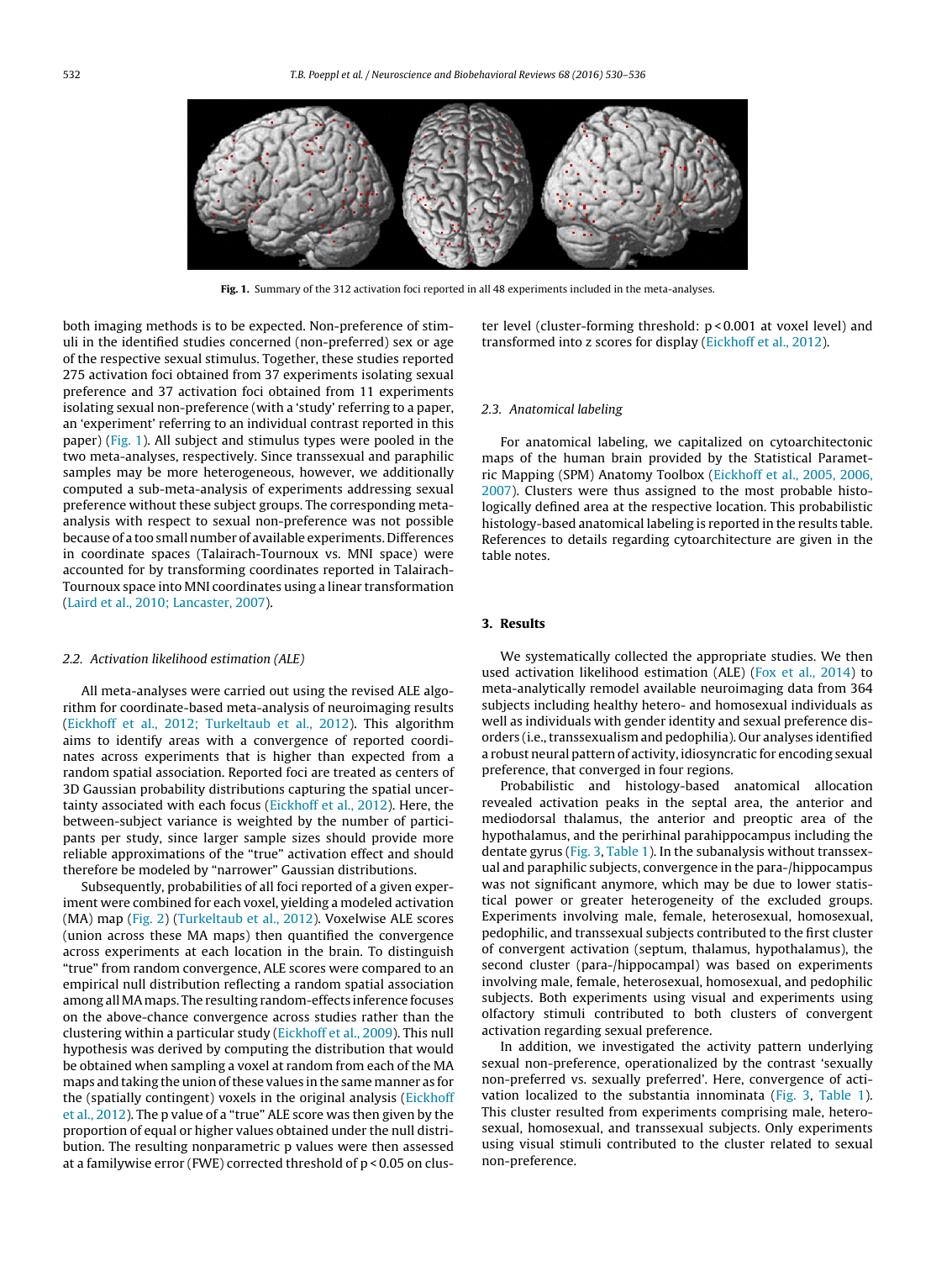Fig. 1. Summary of the 312 activation foci reported in all 48 experiments included in the meta-analyses.

both imaging methods is to be expected. Non-preference of stimuli in the identified studies concerned (non-preferred) sex or age of the respective sexual stimulus. Together, these studies reported 275 activation foci obtained from 37 experiments isolating sexual preference and 37 activation foci obtained from 11 experiments isolating sexual non-preference (with a 'study' referring to a paper, an 'experiment' referring to an individual contrast reported in this paper) (Fig. 1). All subject and stimulus types were pooled in the two meta-analyses, respectively. Since transsexual and paraphilic samples may be more heterogeneous, however, we additionally computed a sub-meta-analysis of experiments addressing sexual preference without these subject groups. The corresponding meta-analysis with respect to sexual non-preference was not possible because of a too small number of available experiments. Differences in coordinate spaces (Talairach-Tournoux vs. MNI space) were accounted for by transforming coordinates reported in Talairach-Tournoux space into MNI coordinates using a linear transformation (Laird et al., 2010; Lancaster, 2007).

### 2.2. Activation likelihood estimation (ALE)

All meta-analyses were carried out using the revised ALE algorithm for coordinate-based meta-analysis of neuroimaging results (Eickhoff et al., 2012; Turkeltaub et al., 2012). This algorithm aims to identify areas with a convergence of reported coordinates across experiments that is higher than expected from a random spatial association. Reported foci are treated as centers of 3D Gaussian probability distributions capturing the spatial uncertainty associated with each focus (Eickhoff et al., 2012). Here, the between-subject variance is weighted by the number of participants per study, since larger sample sizes should provide more reliable approximations of the "true" activation effect and should therefore be modeled by "narrower" Gaussian distributions.

Subsequently, probabilities of all foci reported of a given experiment were combined for each voxel, yielding a modeled activation (MA) map (Fig. 2) (Turkeltaub et al., 2012). Voxelwise ALE scores (union across these MA maps) then quantified the convergence across experiments at each location in the brain. To distinguish "true" from random convergence, ALE scores were compared to an empirical null distribution reflecting a random spatial association among all MA maps. The resulting random-effects inference focuses on the above-chance convergence across studies rather than the clustering within a particular study (Eickhoff et al., 2009). This null hypothesis was derived by computing the distribution that would be obtained when sampling a voxel at random from each of the MA maps and taking the union of these values in the same manner as for the (spatially contingent) voxels in the original analysis (Eickhoff et al., 2012). The p value of a "true" ALE score was then given by the proportion of equal or higher values obtained under the null distribution. The resulting nonparametric p values were then assessed at a familywise error (FWE) corrected threshold of $p < 0.05$ on cluster level (cluster-forming threshold: $p < 0.001$ at voxel level) and transformed into z scores for display (Eickhoff et al., 2012).

### 2.3. Anatomical labeling

For anatomical labeling, we capitalized on cytoarchitectonic maps of the human brain provided by the Statistical Parametric Mapping (SPM) Anatomy Toolbox (Eickhoff et al., 2005, 2006, 2007). Clusters were thus assigned to the most probable histologically defined area at the respective location. This probabilistic histology-based anatomical labeling is reported in the results table. References to details regarding cytoarchitecture are given in the table notes.

## 3. Results

We systematically collected the appropriate studies. We then used activation likelihood estimation (ALE) (Fox et al., 2014) to meta-analytically remodel available neuroimaging data from 364 subjects including healthy hetero- and homosexual individuals as well as individuals with gender identity and sexual preference disorders (i.e., transsexualism and pedophilia). Our analyses identified a robust neural pattern of activity, idiosyncratic for encoding sexual preference, that converged in four regions.

Probabilistic and histology-based anatomical allocation revealed activation peaks in the septal area, the anterior and mediodorsal thalamus, the anterior and preoptic area of the hypothalamus, and the perirhinal parahippocampus including the dentate gyrus (Fig. 3, Table 1). In the subanalysis without transsexual and paraphilic subjects, convergence in the para-/hippocampus was not significant anymore, which may be due to lower statistical power or greater heterogeneity of the excluded groups. Experiments involving male, female, heterosexual, homosexual, pedophilic, and transsexual subjects contributed to the first cluster of convergent activation (septum, thalamus, hypothalamus), the second cluster (para-/hippocampal) was based on experiments involving male, female, heterosexual, homosexual, and pedophilic subjects. Both experiments using visual and experiments using olfactory stimuli contributed to both clusters of convergent activation regarding sexual preference.

In addition, we investigated the activity pattern underlying sexual non-preference, operationalized by the contrast 'sexually non-preferred vs. sexually preferred'. Here, convergence of activation localized to the substantia innominata (Fig. 3, Table 1). This cluster resulted from experiments comprising male, heterosexual, homosexual, and transsexual subjects. Only experiments using visual stimuli contributed to the cluster related to sexual non-preference.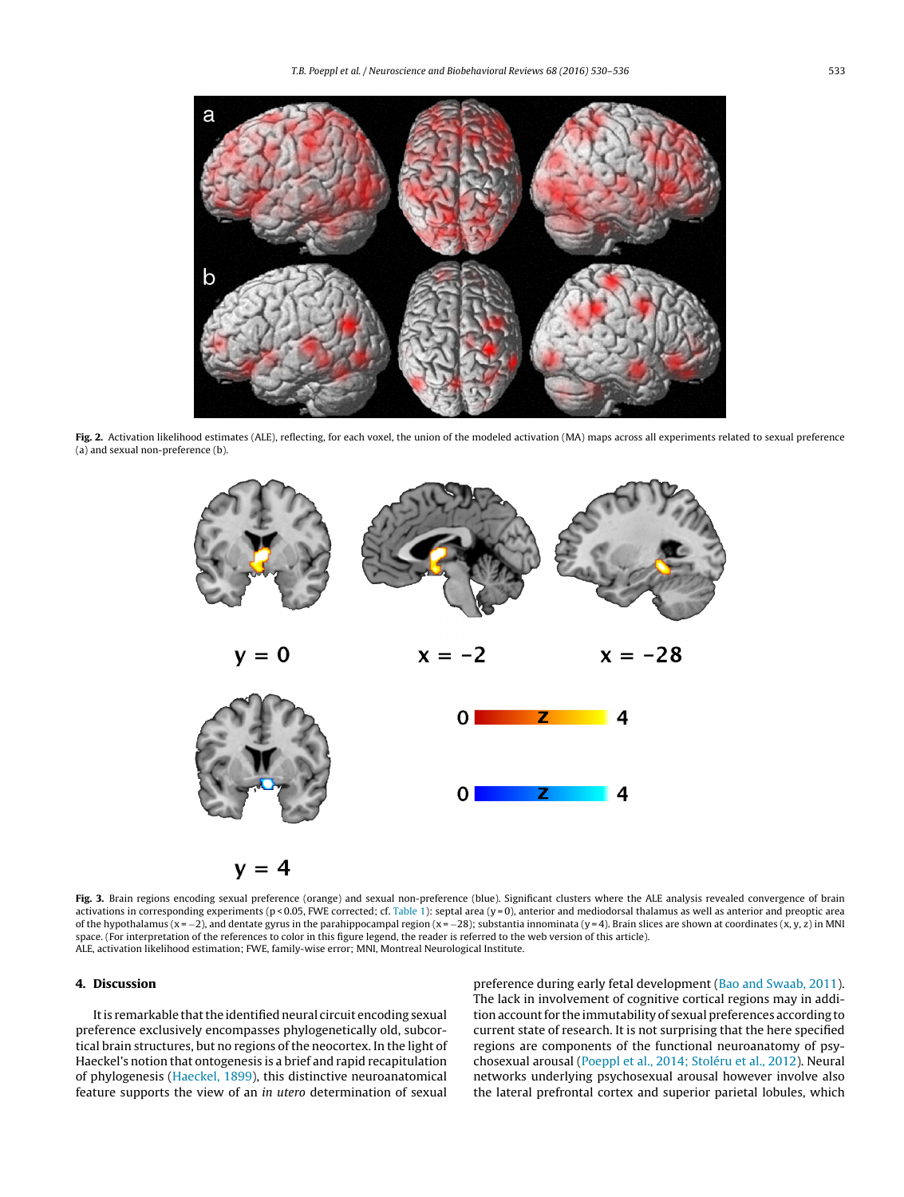**Fig. 2.** Activation likelihood estimates (ALE), reflecting, for each voxel, the union of the modeled activation (MA) maps across all experiments related to sexual preference (a) and sexual non-preference (b).

**Fig. 3.** Brain regions encoding sexual preference (orange) and sexual non-preference (blue). Significant clusters where the ALE analysis revealed convergence of brain activations in corresponding experiments ($p < 0.05$, FWE corrected; cf. Table 1): septal area (y = 0), anterior and mediodorsal thalamus as well as anterior and preoptic area of the hypothalamus (x = −2), and dentate gyrus in the parahippocampal region (x = −28); substantia innominata (y = 4). Brain slices are shown at coordinates (x, y, z) in MNI space. (For interpretation of the references to color in this figure legend, the reader is referred to the web version of this article).
ALE, activation likelihood estimation; FWE, family-wise error; MNI, Montreal Neurological Institute.

## 4. Discussion

It is remarkable that the identified neural circuit encoding sexual preference exclusively encompasses phylogenetically old, subcortical brain structures, but no regions of the neocortex. In the light of Haeckel's notion that ontogenesis is a brief and rapid recapitulation of phylogenesis (Haeckel, 1899), this distinctive neuroanatomical feature supports the view of an *in utero* determination of sexual preference during early fetal development (Bao and Swaab, 2011). The lack in involvement of cognitive cortical regions may in addition account for the immutability of sexual preferences according to current state of research. It is not surprising that the here specified regions are components of the functional neuroanatomy of psychosexual arousal (Poeppl et al., 2014; Stoléru et al., 2012). Neural networks underlying psychosexual arousal however involve also the lateral prefrontal cortex and superior parietal lobules, which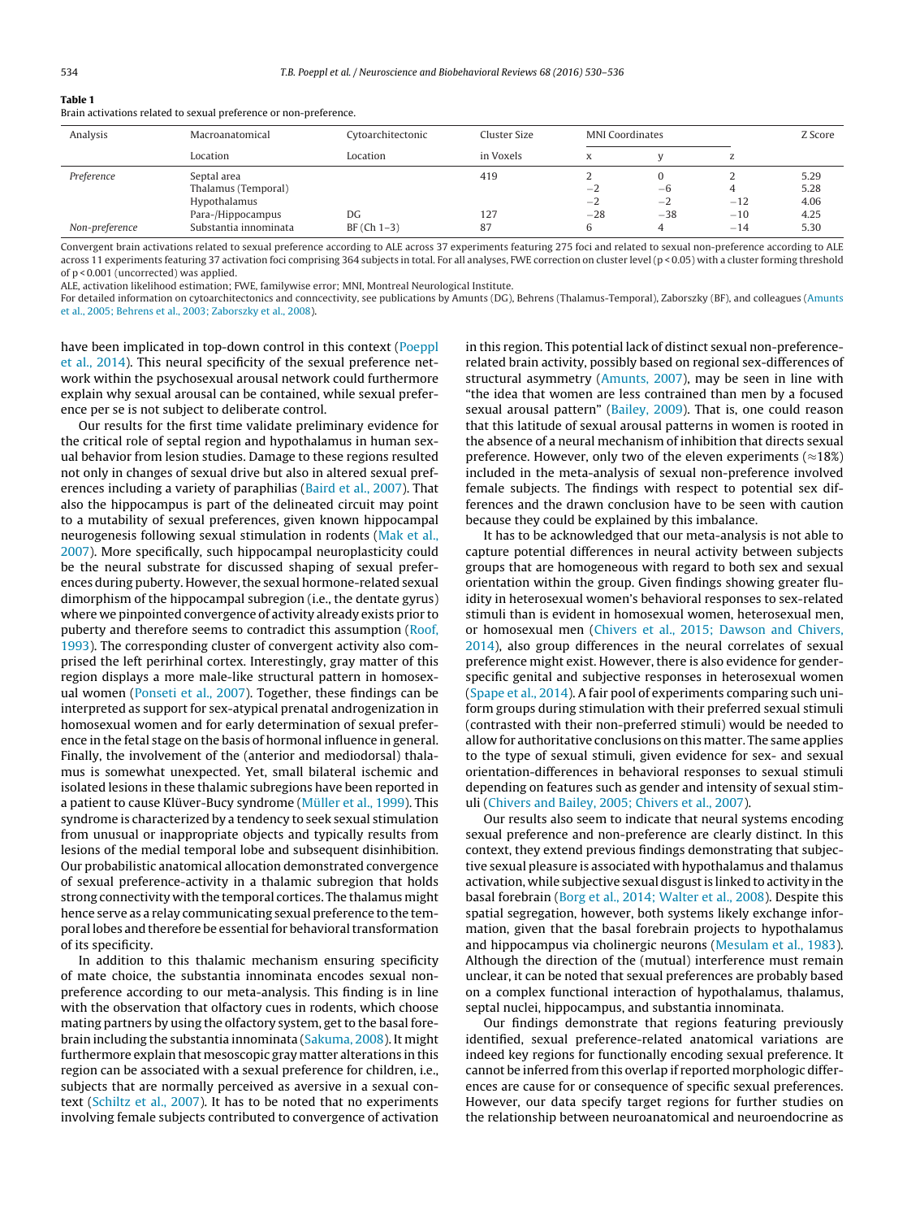**Table 1**
Brain activations related to sexual preference or non-preference.

| Analysis | Macroanatomical Location | Cytoarchitectonic Location | Cluster Size in Voxels | MNI Coordinates | | | Z Score |
|---|---|---|---|---|---|---|---|
| | | | | x | y | z | |
| *Preference* | Septal area | | 419 | 2 | 0 | 2 | 5.29 |
| | Thalamus (Temporal) | | | −2 | −6 | 4 | 5.28 |
| | Hypothalamus | | | −2 | −2 | −12 | 4.06 |
| | Para-/Hippocampus | DG | 127 | −28 | −38 | −10 | 4.25 |
| *Non-preference* | Substantia innominata | BF (Ch 1–3) | 87 | 6 | 4 | −14 | 5.30 |

Convergent brain activations related to sexual preference according to ALE across 37 experiments featuring 275 foci and related to sexual non-preference according to ALE across 11 experiments featuring 37 activation foci comprising 364 subjects in total. For all analyses, FWE correction on cluster level ($p < 0.05$) with a cluster forming threshold of $p < 0.001$ (uncorrected) was applied.
ALE, activation likelihood estimation; FWE, familywise error; MNI, Montreal Neurological Institute.
For detailed information on cytoarchitectonics and conncectivity, see publications by Amunts (DG), Behrens (Thalamus-Temporal), Zaborszky (BF), and colleagues (Amunts et al., 2005; Behrens et al., 2003; Zaborszky et al., 2008).

have been implicated in top-down control in this context (Poeppl et al., 2014). This neural specificity of the sexual preference network within the psychosexual arousal network could furthermore explain why sexual arousal can be contained, while sexual preference per se is not subject to deliberate control.

Our results for the first time validate preliminary evidence for the critical role of septal region and hypothalamus in human sexual behavior from lesion studies. Damage to these regions resulted not only in changes of sexual drive but also in altered sexual preferences including a variety of paraphilias (Baird et al., 2007). That also the hippocampus is part of the delineated circuit may point to a mutability of sexual preferences, given known hippocampal neurogenesis following sexual stimulation in rodents (Mak et al., 2007). More specifically, such hippocampal neuroplasticity could be the neural substrate for discussed shaping of sexual preferences during puberty. However, the sexual hormone-related sexual dimorphism of the hippocampal subregion (i.e., the dentate gyrus) where we pinpointed convergence of activity already exists prior to puberty and therefore seems to contradict this assumption (Roof, 1993). The corresponding cluster of convergent activity also comprised the left perirhinal cortex. Interestingly, gray matter of this region displays a more male-like structural pattern in homosexual women (Ponseti et al., 2007). Together, these findings can be interpreted as support for sex-atypical prenatal androgenization in homosexual women and for early determination of sexual preference in the fetal stage on the basis of hormonal influence in general. Finally, the involvement of the (anterior and mediodorsal) thalamus is somewhat unexpected. Yet, small bilateral ischemic and isolated lesions in these thalamic subregions have been reported in a patient to cause Klüver-Bucy syndrome (Müller et al., 1999). This syndrome is characterized by a tendency to seek sexual stimulation from unusual or inappropriate objects and typically results from lesions of the medial temporal lobe and subsequent disinhibition. Our probabilistic anatomical allocation demonstrated convergence of sexual preference-activity in a thalamic subregion that holds strong connectivity with the temporal cortices. The thalamus might hence serve as a relay communicating sexual preference to the temporal lobes and therefore be essential for behavioral transformation of its specificity.

In addition to this thalamic mechanism ensuring specificity of mate choice, the substantia innominata encodes sexual non-preference according to our meta-analysis. This finding is in line with the observation that olfactory cues in rodents, which choose mating partners by using the olfactory system, get to the basal forebrain including the substantia innominata (Sakuma, 2008). It might furthermore explain that mesoscopic gray matter alterations in this region can be associated with a sexual preference for children, i.e., subjects that are normally perceived as aversive in a sexual context (Schiltz et al., 2007). It has to be noted that no experiments involving female subjects contributed to convergence of activation in this region. This potential lack of distinct sexual non-preference-related brain activity, possibly based on regional sex-differences of structural asymmetry (Amunts, 2007), may be seen in line with "the idea that women are less contrained than men by a focused sexual arousal pattern" (Bailey, 2009). That is, one could reason that this latitude of sexual arousal patterns in women is rooted in the absence of a neural mechanism of inhibition that directs sexual preference. However, only two of the eleven experiments (≈18%) included in the meta-analysis of sexual non-preference involved female subjects. The findings with respect to potential sex differences and the drawn conclusion have to be seen with caution because they could be explained by this imbalance.

It has to be acknowledged that our meta-analysis is not able to capture potential differences in neural activity between subjects groups that are homogeneous with regard to both sex and sexual orientation within the group. Given findings showing greater fluidity in heterosexual women's behavioral responses to sex-related stimuli than is evident in homosexual women, heterosexual men, or homosexual men (Chivers et al., 2015; Dawson and Chivers, 2014), also group differences in the neural correlates of sexual preference might exist. However, there is also evidence for gender-specific genital and subjective responses in heterosexual women (Spape et al., 2014). A fair pool of experiments comparing such uniform groups during stimulation with their preferred sexual stimuli (contrasted with their non-preferred stimuli) would be needed to allow for authoritative conclusions on this matter. The same applies to the type of sexual stimuli, given evidence for sex- and sexual orientation-differences in behavioral responses to sexual stimuli depending on features such as gender and intensity of sexual stimuli (Chivers and Bailey, 2005; Chivers et al., 2007).

Our results also seem to indicate that neural systems encoding sexual preference and non-preference are clearly distinct. In this context, they extend previous findings demonstrating that subjective sexual pleasure is associated with hypothalamus and thalamus activation, while subjective sexual disgust is linked to activity in the basal forebrain (Borg et al., 2014; Walter et al., 2008). Despite this spatial segregation, however, both systems likely exchange information, given that the basal forebrain projects to hypothalamus and hippocampus via cholinergic neurons (Mesulam et al., 1983). Although the direction of the (mutual) interference must remain unclear, it can be noted that sexual preferences are probably based on a complex functional interaction of hypothalamus, thalamus, septal nuclei, hippocampus, and substantia innominata.

Our findings demonstrate that regions featuring previously identified, sexual preference-related anatomical variations are indeed key regions for functionally encoding sexual preference. It cannot be inferred from this overlap if reported morphologic differences are cause for or consequence of specific sexual preferences. However, our data specify target regions for further studies on the relationship between neuroanatomical and neuroendocrine as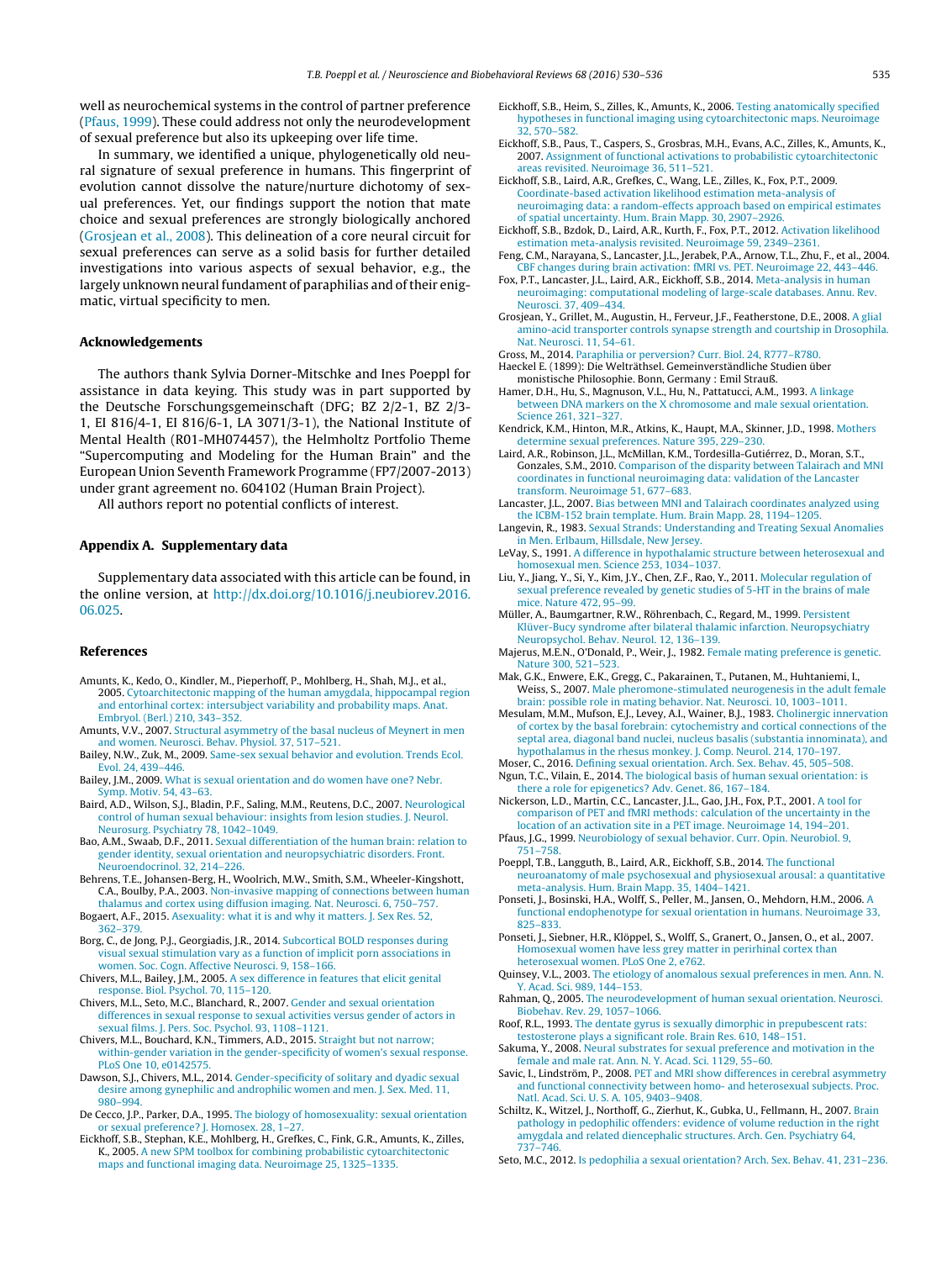well as neurochemical systems in the control of partner preference (Pfaus, 1999). These could address not only the neurodevelopment of sexual preference but also its upkeeping over life time.

In summary, we identified a unique, phylogenetically old neural signature of sexual preference in humans. This fingerprint of evolution cannot dissolve the nature/nurture dichotomy of sexual preferences. Yet, our findings support the notion that mate choice and sexual preferences are strongly biologically anchored (Grosjean et al., 2008). This delineation of a core neural circuit for sexual preferences can serve as a solid basis for further detailed investigations into various aspects of sexual behavior, e.g., the largely unknown neural fundament of paraphilias and of their enigmatic, virtual specificity to men.

## Acknowledgements

The authors thank Sylvia Dorner-Mitschke and Ines Poeppl for assistance in data keying. This study was in part supported by the Deutsche Forschungsgemeinschaft (DFG; BZ 2/2-1, BZ 2/3-1, EI 816/4-1, EI 816/6-1, LA 3071/3-1), the National Institute of Mental Health (R01-MH074457), the Helmholtz Portfolio Theme "Supercomputing and Modeling for the Human Brain" and the European Union Seventh Framework Programme (FP7/2007-2013) under grant agreement no. 604102 (Human Brain Project).

All authors report no potential conflicts of interest.

## Appendix A. Supplementary data

Supplementary data associated with this article can be found, in the online version, at http://dx.doi.org/10.1016/j.neubiorev.2016.06.025.

## References

Amunts, K., Kedo, O., Kindler, M., Pieperhoff, P., Mohlberg, H., Shah, M.J., et al., 2005. Cytoarchitectonic mapping of the human amygdala, hippocampal region and entorhinal cortex: intersubject variability and probability maps. Anat. Embryol. (Berl.) 210, 343–352.

Amunts, V.V., 2007. Structural asymmetry of the basal nucleus of Meynert in men and women. Neurosci. Behav. Physiol. 37, 517–521.

Bailey, N.W., Zuk, M., 2009. Same-sex sexual behavior and evolution. Trends Ecol. Evol. 24, 439–446.

Bailey, J.M., 2009. What is sexual orientation and do women have one? Nebr. Symp. Motiv. 54, 43–63.

Baird, A.D., Wilson, S.J., Bladin, P.F., Saling, M.M., Reutens, D.C., 2007. Neurological control of human sexual behaviour: insights from lesion studies. J. Neurol. Neurosurg. Psychiatry 78, 1042–1049.

Bao, A.M., Swaab, D.F., 2011. Sexual differentiation of the human brain: relation to gender identity, sexual orientation and neuropsychiatric disorders. Front. Neuroendocrinol. 32, 214–226.

Behrens, T.E., Johansen-Berg, H., Woolrich, M.W., Smith, S.M., Wheeler-Kingshott, C.A., Boulby, P.A., 2003. Non-invasive mapping of connections between human thalamus and cortex using diffusion imaging. Nat. Neurosci. 6, 750–757.

Bogaert, A.F., 2015. Asexuality: what it is and why it matters. J. Sex Res. 52, 362–379.

Borg, C., de Jong, P.J., Georgiadis, J.R., 2014. Subcortical BOLD responses during visual sexual stimulation vary as a function of implicit porn associations in women. Soc. Cogn. Affective Neurosci. 9, 158–166.

Chivers, M.L., Bailey, J.M., 2005. A sex difference in features that elicit genital response. Biol. Psychol. 70, 115–120.

Chivers, M.L., Seto, M.C., Blanchard, R., 2007. Gender and sexual orientation differences in sexual response to sexual activities versus gender of actors in sexual films. J. Pers. Soc. Psychol. 93, 1108–1121.

Chivers, M.L., Bouchard, K.N., Timmers, A.D., 2015. Straight but not narrow; within-gender variation in the gender-specificity of women's sexual response. PLoS One 10, e0142575.

Dawson, S.J., Chivers, M.L., 2014. Gender-specificity of solitary and dyadic sexual desire among gynephilic and androphilic women and men. J. Sex. Med. 11, 980–994.

De Cecco, J.P., Parker, D.A., 1995. The biology of homosexuality: sexual orientation or sexual preference? J. Homosex. 28, 1–27.

Eickhoff, S.B., Stephan, K.E., Mohlberg, H., Grefkes, C., Fink, G.R., Amunts, K., Zilles, K., 2005. A new SPM toolbox for combining probabilistic cytoarchitectonic maps and functional imaging data. Neuroimage 25, 1325–1335.

Eickhoff, S.B., Heim, S., Zilles, K., Amunts, K., 2006. Testing anatomically specified hypotheses in functional imaging using cytoarchitectonic maps. Neuroimage 32, 570–582.

Eickhoff, S.B., Paus, T., Caspers, S., Grosbras, M.H., Evans, A.C., Zilles, K., Amunts, K., 2007. Assignment of functional activations to probabilistic cytoarchitectonic areas revisited. Neuroimage 36, 511–521.

Eickhoff, S.B., Laird, A.R., Grefkes, C., Wang, L.E., Zilles, K., Fox, P.T., 2009. Coordinate-based activation likelihood estimation meta-analysis of neuroimaging data: a random-effects approach based on empirical estimates of spatial uncertainty. Hum. Brain Mapp. 30, 2907–2926.

Eickhoff, S.B., Bzdok, D., Laird, A.R., Kurth, F., Fox, P.T., 2012. Activation likelihood estimation meta-analysis revisited. Neuroimage 59, 2349–2361.

Feng, C.M., Narayana, S., Lancaster, J.L., Jerabek, P.A., Arnow, T.L., Zhu, F., et al., 2004. CBF changes during brain activation: fMRI vs. PET. Neuroimage 22, 443–446.

Fox, P.T., Lancaster, J.L., Laird, A.R., Eickhoff, S.B., 2014. Meta-analysis in human neuroimaging: computational modeling of large-scale databases. Annu. Rev. Neurosci. 37, 409–434.

Grosjean, Y., Grillet, M., Augustin, H., Ferveur, J.F., Featherstone, D.E., 2008. A glial amino-acid transporter controls synapse strength and courtship in Drosophila. Nat. Neurosci. 11, 54–61.

Gross, M., 2014. Paraphilia or perversion? Curr. Biol. 24, R777–R780.

Haeckel E. (1899): Die Welträthsel. Gemeinverständliche Studien über monistische Philosophie. Bonn, Germany : Emil Strauß.

Hamer, D.H., Hu, S., Magnuson, V.L., Hu, N., Pattatucci, A.M., 1993. A linkage between DNA markers on the X chromosome and male sexual orientation. Science 261, 321–327.

Kendrick, K.M., Hinton, M.R., Atkins, K., Haupt, M.A., Skinner, J.D., 1998. Mothers determine sexual preferences. Nature 395, 229–230.

Laird, A.R., Robinson, J.L., McMillan, K.M., Tordesilla-Gutiérrez, D., Moran, S.T., Gonzales, S.M., 2010. Comparison of the disparity between Talairach and MNI coordinates in functional neuroimaging data: validation of the Lancaster transform. Neuroimage 51, 677–683.

Lancaster, J.L., 2007. Bias between MNI and Talairach coordinates analyzed using the ICBM-152 brain template. Hum. Brain Mapp. 28, 1194–1205.

Langevin, R., 1983. Sexual Strands: Understanding and Treating Sexual Anomalies in Men. Erlbaum, Hillsdale, New Jersey.

LeVay, S., 1991. A difference in hypothalamic structure between heterosexual and homosexual men. Science 253, 1034–1037.

Liu, Y., Jiang, Y., Si, Y., Kim, J.Y., Chen, Z.F., Rao, Y., 2011. Molecular regulation of sexual preference revealed by genetic studies of 5-HT in the brains of male mice. Nature 472, 95–99.

Müller, A., Baumgartner, R.W., Röhrenbach, C., Regard, M., 1999. Persistent Klüver-Bucy syndrome after bilateral thalamic infarction. Neuropsychiatry Neuropsychol. Behav. Neurol. 12, 136–139.

Majerus, M.E.N., O'Donald, P., Weir, J., 1982. Female mating preference is genetic. Nature 300, 521–523.

Mak, G.K., Enwere, E.K., Gregg, C., Pakarainen, T., Putanen, M., Huhtaniemi, I., Weiss, S., 2007. Male pheromone-stimulated neurogenesis in the adult female brain: possible role in mating behavior. Nat. Neurosci. 10, 1003–1011.

Mesulam, M.M., Mufson, E.J., Levey, A.I., Wainer, B.H., 1983. Cholinergic innervation of cortex by the basal forebrain: cytochemistry and cortical connections of the septal area, diagonal band nuclei, nucleus basalis (substantia innominata), and hypothalamus in the rhesus monkey. J. Comp. Neurol. 214, 170–197.

Moser, C., 2016. Defining sexual orientation. Arch. Sex. Behav. 45, 505–508.

Ngun, T.C., Vilain, E., 2014. The biological basis of human sexual orientation: is there a role for epigenetics? Adv. Genet. 86, 167–184.

Nickerson, L.D., Martin, C.C., Lancaster, J.L., Gao, J.H., Fox, P.T., 2001. A tool for comparison of PET and fMRI methods: calculation of the uncertainty in the location of an activation site in a PET image. Neuroimage 14, 194–201.

Pfaus, J.G., 1999. Neurobiology of sexual behavior. Curr. Opin. Neurobiol. 9, 751–758.

Poeppl, T.B., Langguth, B., Laird, A.R., Eickhoff, S.B., 2014. The functional neuroanatomy of male psychosexual and physiosexual arousal: a quantitative meta-analysis. Hum. Brain Mapp. 35, 1404–1421.

Ponseti, J., Bosinski, H.A., Wolff, S., Peller, M., Jansen, O., Mehdorn, H.M., 2006. A functional endophenotype for sexual orientation in humans. Neuroimage 33, 825–833.

Ponseti, J., Siebner, H.R., Klöppel, S., Wolff, S., Granert, O., Jansen, O., et al., 2007. Homosexual women have less grey matter in perirhinal cortex than heterosexual women. PLoS One 2, e762.

Quinsey, V.L., 2003. The etiology of anomalous sexual preferences in men. Ann. N. Y. Acad. Sci. 989, 144–153.

Rahman, Q., 2005. The neurodevelopment of human sexual orientation. Neurosci. Biobehav. Rev. 29, 1057–1066.

Roof, R.L., 1993. The dentate gyrus is sexually dimorphic in prepubescent rats: testosterone plays a significant role. Brain Res. 610, 148–151.

Sakuma, Y., 2008. Neural substrates for sexual preference and motivation in the female and male rat. Ann. N. Y. Acad. Sci. 1129, 55–60.

Savic, I., Lindström, P., 2008. PET and MRI show differences in cerebral asymmetry and functional connectivity between homo- and heterosexual subjects. Proc. Natl. Acad. Sci. U. S. A. 105, 9403–9408.

Schiltz, K., Witzel, J., Northoff, G., Zierhut, K., Gubka, U., Fellmann, H., 2007. Brain pathology in pedophilic offenders: evidence of volume reduction in the right amygdala and related diencephalic structures. Arch. Gen. Psychiatry 64, 737–746.

Seto, M.C., 2012. Is pedophilia a sexual orientation? Arch. Sex. Behav. 41, 231–236.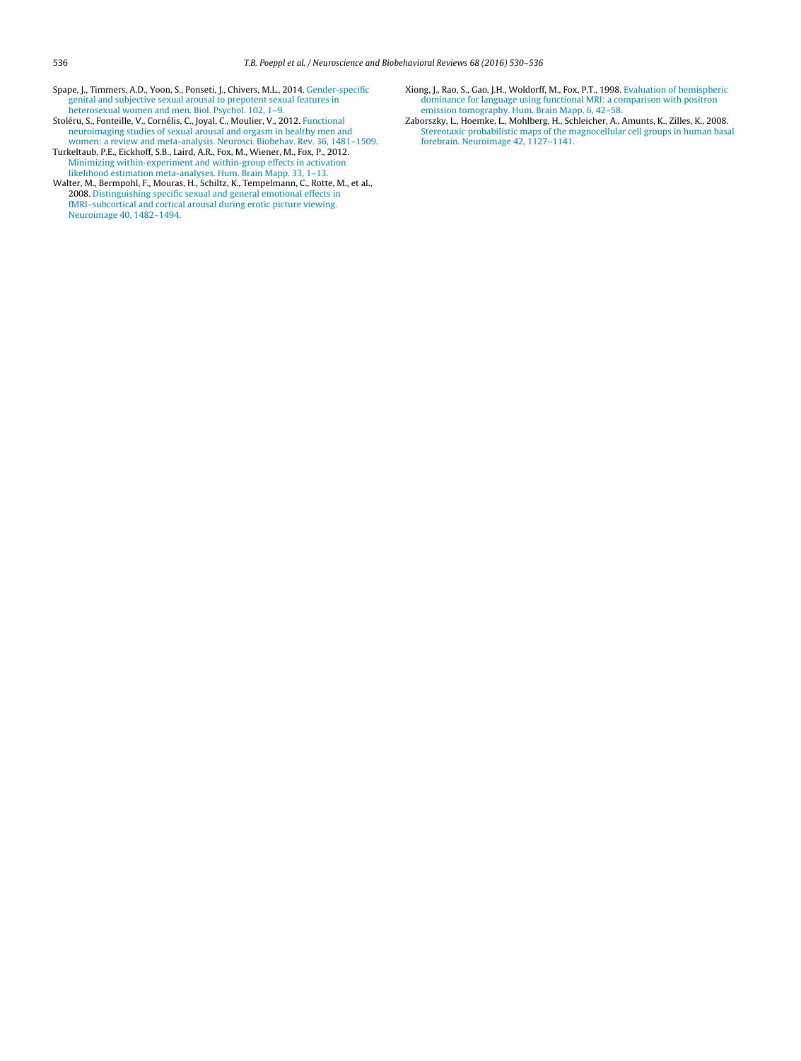Spape, J., Timmers, A.D., Yoon, S., Ponseti, J., Chivers, M.L., 2014. Gender-specific genital and subjective sexual arousal to prepotent sexual features in heterosexual women and men. Biol. Psychol. 102, 1–9.

Stoléru, S., Fonteille, V., Cornélis, C., Joyal, C., Moulier, V., 2012. Functional neuroimaging studies of sexual arousal and orgasm in healthy men and women: a review and meta-analysis. Neurosci. Biobehav. Rev. 36, 1481–1509.

Turkeltaub, P.E., Eickhoff, S.B., Laird, A.R., Fox, M., Wiener, M., Fox, P., 2012. Minimizing within-experiment and within-group effects in activation likelihood estimation meta-analyses. Hum. Brain Mapp. 33, 1–13.

Walter, M., Bermpohl, F., Mouras, H., Schiltz, K., Tempelmann, C., Rotte, M., et al., 2008. Distinguishing specific sexual and general emotional effects in fMRI–subcortical and cortical arousal during erotic picture viewing. Neuroimage 40, 1482–1494.

Xiong, J., Rao, S., Gao, J.H., Woldorff, M., Fox, P.T., 1998. Evaluation of hemispheric dominance for language using functional MRI: a comparison with positron emission tomography. Hum. Brain Mapp. 6, 42–58.

Zaborszky, L., Hoemke, L., Mohlberg, H., Schleicher, A., Amunts, K., Zilles, K., 2008. Stereotaxic probabilistic maps of the magnocellular cell groups in human basal forebrain. Neuroimage 42, 1127–1141.